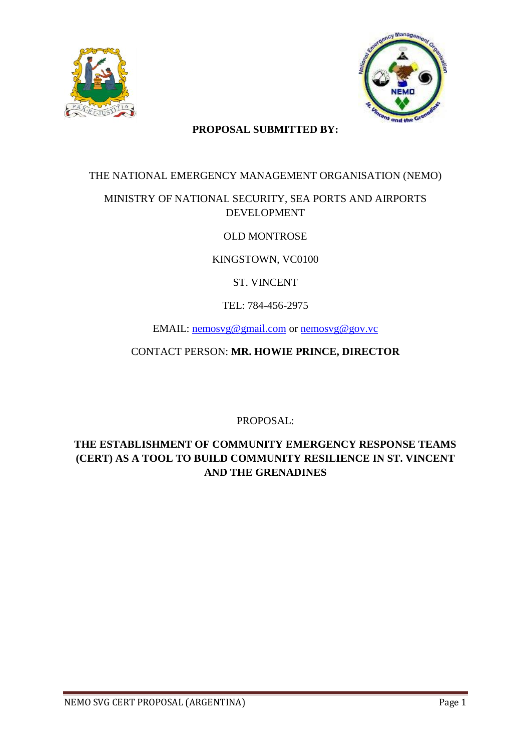**PROPOSAL SUBMITTED BY:**

THE NATIONAL EMERGENCY MANAGEMENT ORGANISATION (NEMO)

MINISTRY OF NATIONAL SECURITY, SEA PORTS AND AIRPORTS DEVELOPMENT

OLD MONTROSE

KINGSTOWN, VC0100

ST. VINCENT

TEL: 784-456-2975

EMAIL: nemosvg@gmail.com or nemosvg@gov.vc

CONTACT PERSON: **MR. HOWIE PRINCE, DIRECTOR**

PROPOSAL:

**THE ESTABLISHMENT OF COMMUNITY EMERGENCY RESPONSE TEAMS (CERT) AS A TOOL TO BUILD COMMUNITY RESILIENCE IN ST. VINCENT AND THE GRENADINES**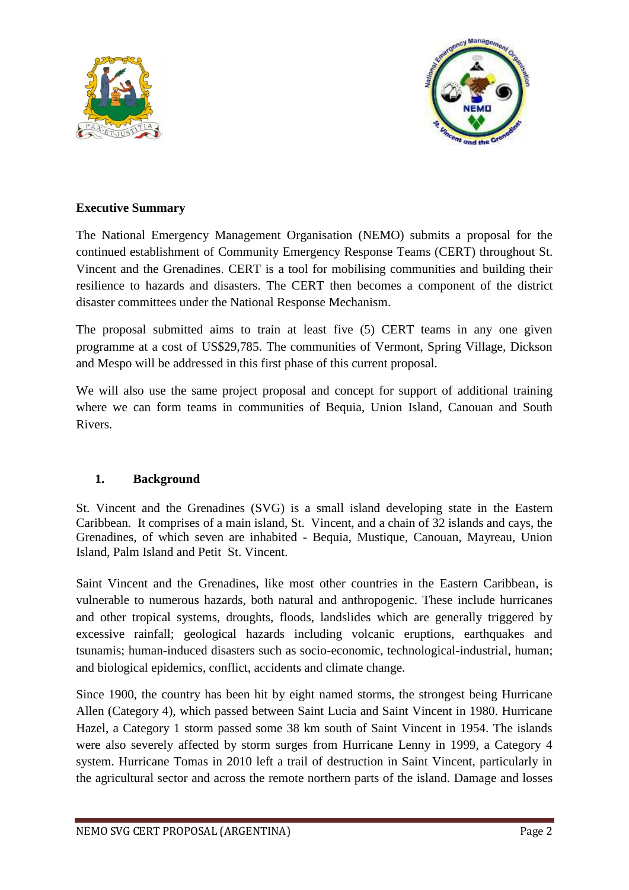**Executive Summary**

The National Emergency Management Organisation (NEMO) submits a proposal for the continued establishment of Community Emergency Response Teams (CERT) throughout St. Vincent and the Grenadines. CERT is a tool for mobilising communities and building their resilience to hazards and disasters. The CERT then becomes a component of the district disaster committees under the National Response Mechanism.

The proposal submitted aims to train at least five (5) CERT teams in any one given programme at a cost of US$29,785. The communities of Vermont, Spring Village, Dickson and Mespo will be addressed in this first phase of this current proposal.

We will also use the same project proposal and concept for support of additional training where we can form teams in communities of Bequia, Union Island, Canouan and South Rivers.

## 1. Background

St. Vincent and the Grenadines (SVG) is a small island developing state in the Eastern Caribbean. It comprises of a main island, St. Vincent, and a chain of 32 islands and cays, the Grenadines, of which seven are inhabited - Bequia, Mustique, Canouan, Mayreau, Union Island, Palm Island and Petit St. Vincent.

Saint Vincent and the Grenadines, like most other countries in the Eastern Caribbean, is vulnerable to numerous hazards, both natural and anthropogenic. These include hurricanes and other tropical systems, droughts, floods, landslides which are generally triggered by excessive rainfall; geological hazards including volcanic eruptions, earthquakes and tsunamis; human-induced disasters such as socio-economic, technological-industrial, human; and biological epidemics, conflict, accidents and climate change.

Since 1900, the country has been hit by eight named storms, the strongest being Hurricane Allen (Category 4), which passed between Saint Lucia and Saint Vincent in 1980. Hurricane Hazel, a Category 1 storm passed some 38 km south of Saint Vincent in 1954. The islands were also severely affected by storm surges from Hurricane Lenny in 1999, a Category 4 system. Hurricane Tomas in 2010 left a trail of destruction in Saint Vincent, particularly in the agricultural sector and across the remote northern parts of the island. Damage and losses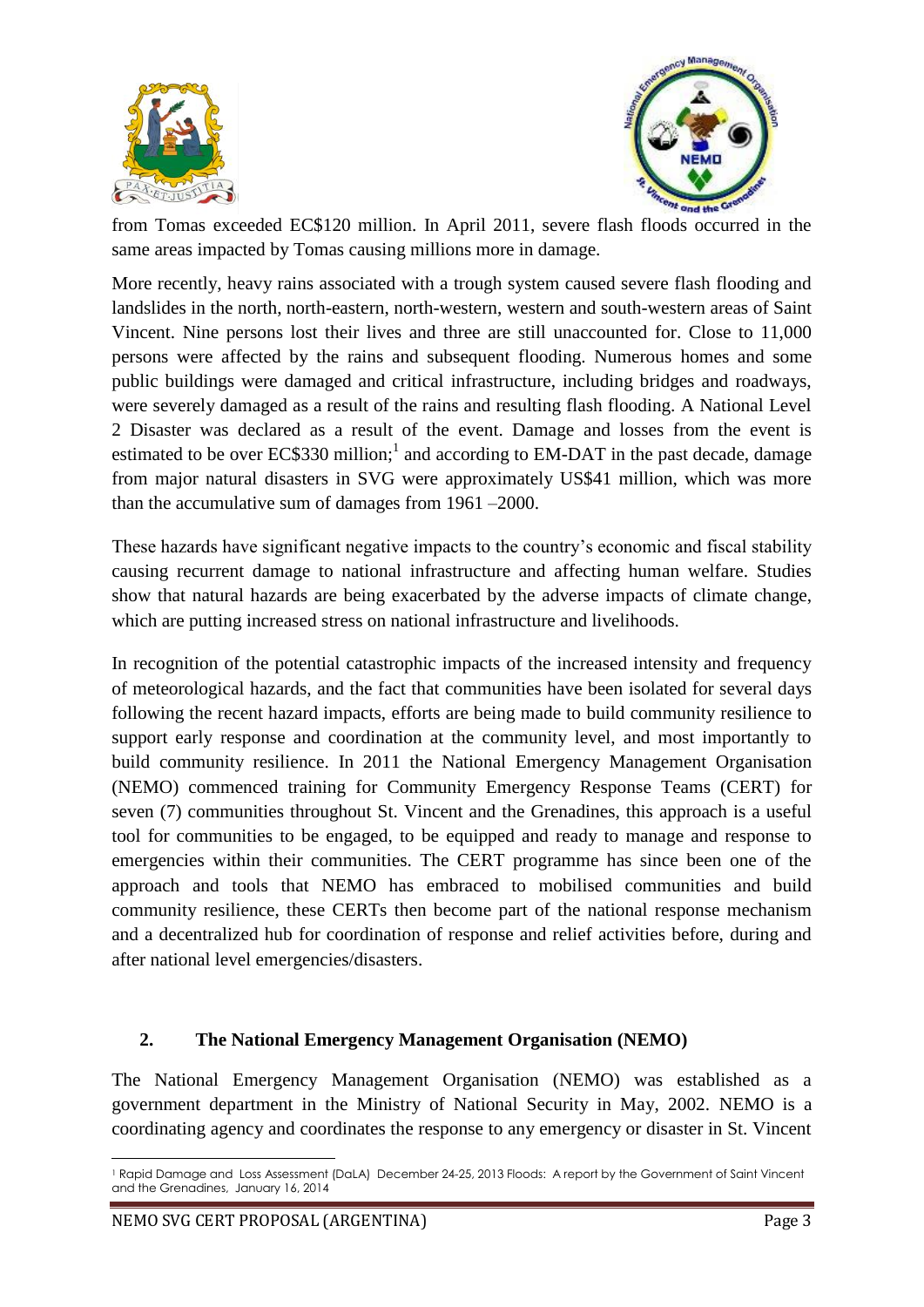from Tomas exceeded EC$120 million. In April 2011, severe flash floods occurred in the same areas impacted by Tomas causing millions more in damage.

More recently, heavy rains associated with a trough system caused severe flash flooding and landslides in the north, north-eastern, north-western, western and south-western areas of Saint Vincent. Nine persons lost their lives and three are still unaccounted for. Close to 11,000 persons were affected by the rains and subsequent flooding. Numerous homes and some public buildings were damaged and critical infrastructure, including bridges and roadways, were severely damaged as a result of the rains and resulting flash flooding. A National Level 2 Disaster was declared as a result of the event. Damage and losses from the event is estimated to be over EC$330 million;[1] and according to EM-DAT in the past decade, damage from major natural disasters in SVG were approximately US$41 million, which was more than the accumulative sum of damages from 1961 –2000.

These hazards have significant negative impacts to the country's economic and fiscal stability causing recurrent damage to national infrastructure and affecting human welfare. Studies show that natural hazards are being exacerbated by the adverse impacts of climate change, which are putting increased stress on national infrastructure and livelihoods.

In recognition of the potential catastrophic impacts of the increased intensity and frequency of meteorological hazards, and the fact that communities have been isolated for several days following the recent hazard impacts, efforts are being made to build community resilience to support early response and coordination at the community level, and most importantly to build community resilience. In 2011 the National Emergency Management Organisation (NEMO) commenced training for Community Emergency Response Teams (CERT) for seven (7) communities throughout St. Vincent and the Grenadines, this approach is a useful tool for communities to be engaged, to be equipped and ready to manage and response to emergencies within their communities. The CERT programme has since been one of the approach and tools that NEMO has embraced to mobilised communities and build community resilience, these CERTs then become part of the national response mechanism and a decentralized hub for coordination of response and relief activities before, during and after national level emergencies/disasters.

## 2. The National Emergency Management Organisation (NEMO)

The National Emergency Management Organisation (NEMO) was established as a government department in the Ministry of National Security in May, 2002. NEMO is a coordinating agency and coordinates the response to any emergency or disaster in St. Vincent

---

[1] Rapid Damage and Loss Assessment (DaLA) December 24-25, 2013 Floods: A report by the Government of Saint Vincent and the Grenadines, January 16, 2014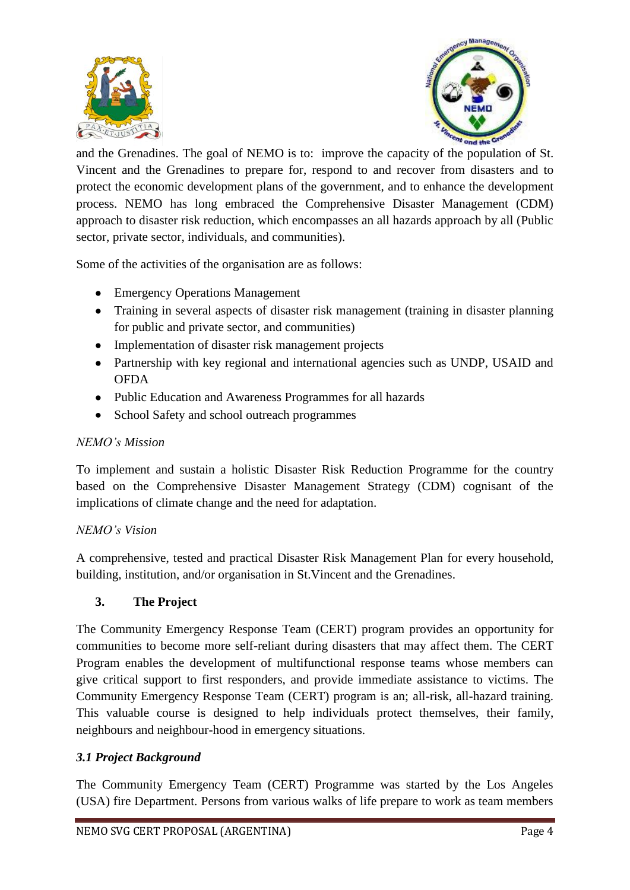and the Grenadines. The goal of NEMO is to: improve the capacity of the population of St. Vincent and the Grenadines to prepare for, respond to and recover from disasters and to protect the economic development plans of the government, and to enhance the development process. NEMO has long embraced the Comprehensive Disaster Management (CDM) approach to disaster risk reduction, which encompasses an all hazards approach by all (Public sector, private sector, individuals, and communities).

Some of the activities of the organisation are as follows:

- Emergency Operations Management
- Training in several aspects of disaster risk management (training in disaster planning for public and private sector, and communities)
- Implementation of disaster risk management projects
- Partnership with key regional and international agencies such as UNDP, USAID and OFDA
- Public Education and Awareness Programmes for all hazards
- School Safety and school outreach programmes

*NEMO's Mission*

To implement and sustain a holistic Disaster Risk Reduction Programme for the country based on the Comprehensive Disaster Management Strategy (CDM) cognisant of the implications of climate change and the need for adaptation.

*NEMO's Vision*

A comprehensive, tested and practical Disaster Risk Management Plan for every household, building, institution, and/or organisation in St.Vincent and the Grenadines.

## 3. The Project

The Community Emergency Response Team (CERT) program provides an opportunity for communities to become more self-reliant during disasters that may affect them. The CERT Program enables the development of multifunctional response teams whose members can give critical support to first responders, and provide immediate assistance to victims. The Community Emergency Response Team (CERT) program is an; all-risk, all-hazard training. This valuable course is designed to help individuals protect themselves, their family, neighbours and neighbour-hood in emergency situations.

### *3.1 Project Background*

The Community Emergency Team (CERT) Programme was started by the Los Angeles (USA) fire Department. Persons from various walks of life prepare to work as team members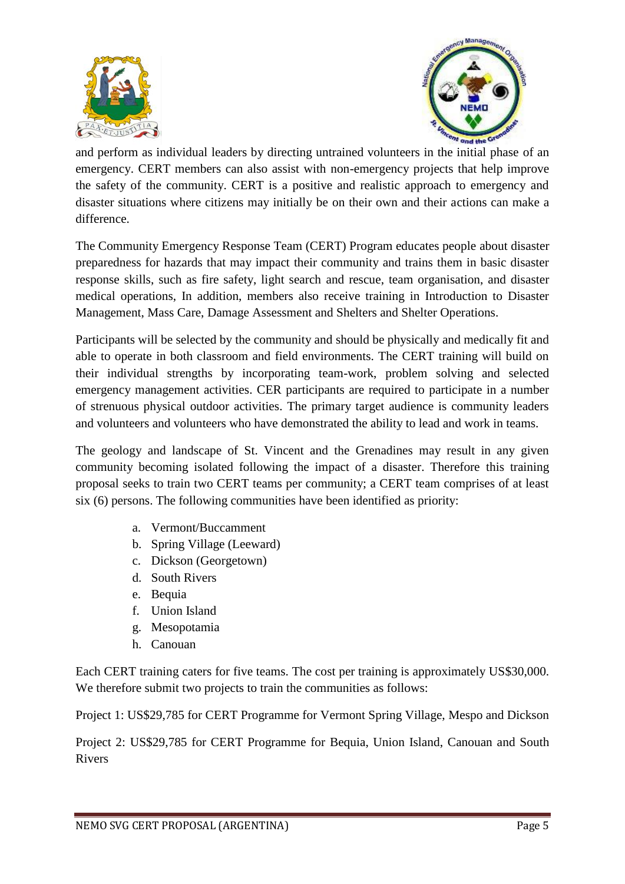and perform as individual leaders by directing untrained volunteers in the initial phase of an emergency. CERT members can also assist with non-emergency projects that help improve the safety of the community. CERT is a positive and realistic approach to emergency and disaster situations where citizens may initially be on their own and their actions can make a difference.

The Community Emergency Response Team (CERT) Program educates people about disaster preparedness for hazards that may impact their community and trains them in basic disaster response skills, such as fire safety, light search and rescue, team organisation, and disaster medical operations, In addition, members also receive training in Introduction to Disaster Management, Mass Care, Damage Assessment and Shelters and Shelter Operations.

Participants will be selected by the community and should be physically and medically fit and able to operate in both classroom and field environments. The CERT training will build on their individual strengths by incorporating team-work, problem solving and selected emergency management activities. CER participants are required to participate in a number of strenuous physical outdoor activities. The primary target audience is community leaders and volunteers and volunteers who have demonstrated the ability to lead and work in teams.

The geology and landscape of St. Vincent and the Grenadines may result in any given community becoming isolated following the impact of a disaster. Therefore this training proposal seeks to train two CERT teams per community; a CERT team comprises of at least six (6) persons. The following communities have been identified as priority:

a. Vermont/Buccamment
b. Spring Village (Leeward)
c. Dickson (Georgetown)
d. South Rivers
e. Bequia
f. Union Island
g. Mesopotamia
h. Canouan

Each CERT training caters for five teams. The cost per training is approximately US$30,000. We therefore submit two projects to train the communities as follows:

Project 1: US$29,785 for CERT Programme for Vermont Spring Village, Mespo and Dickson

Project 2: US$29,785 for CERT Programme for Bequia, Union Island, Canouan and South Rivers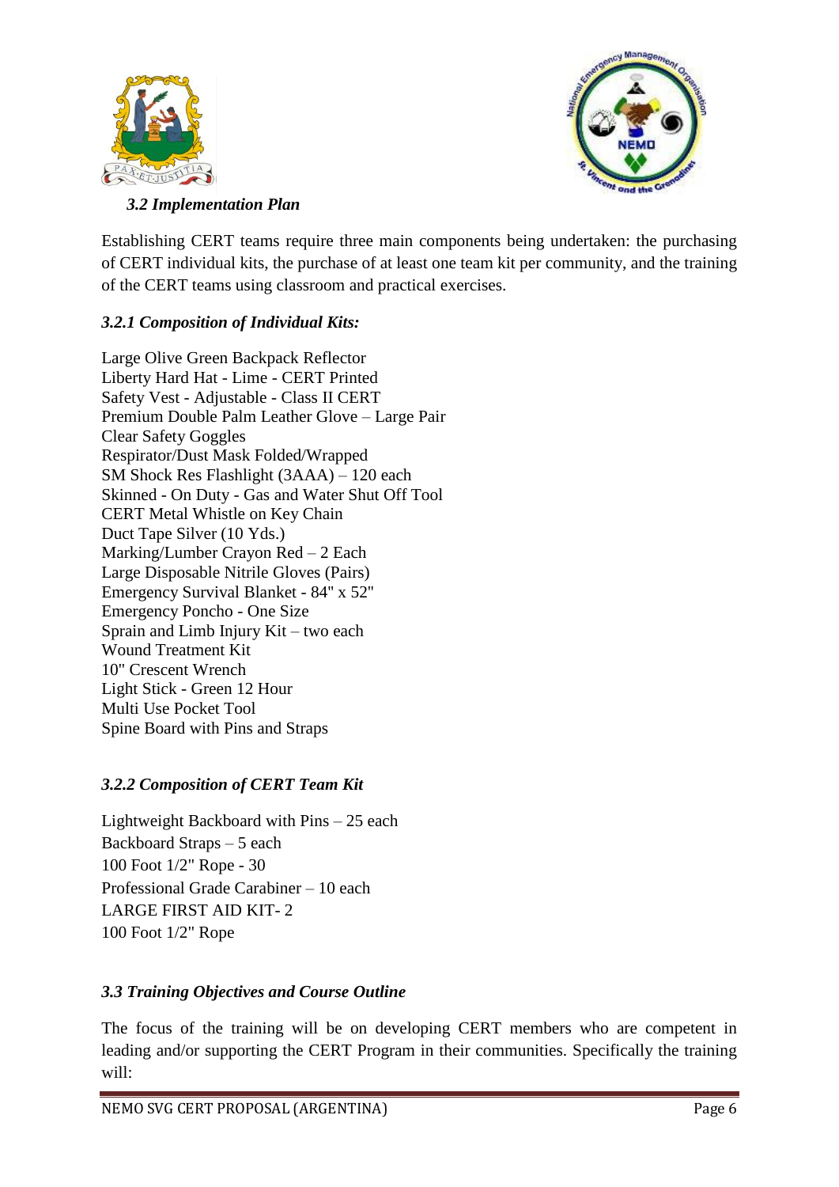### 3.2 Implementation Plan

Establishing CERT teams require three main components being undertaken: the purchasing of CERT individual kits, the purchase of at least one team kit per community, and the training of the CERT teams using classroom and practical exercises.

#### 3.2.1 Composition of Individual Kits:

Large Olive Green Backpack Reflector
Liberty Hard Hat - Lime - CERT Printed
Safety Vest - Adjustable - Class II CERT
Premium Double Palm Leather Glove – Large Pair
Clear Safety Goggles
Respirator/Dust Mask Folded/Wrapped
SM Shock Res Flashlight (3AAA) – 120 each
Skinned - On Duty - Gas and Water Shut Off Tool
CERT Metal Whistle on Key Chain
Duct Tape Silver (10 Yds.)
Marking/Lumber Crayon Red – 2 Each
Large Disposable Nitrile Gloves (Pairs)
Emergency Survival Blanket - 84" x 52"
Emergency Poncho - One Size
Sprain and Limb Injury Kit – two each
Wound Treatment Kit
10" Crescent Wrench
Light Stick - Green 12 Hour
Multi Use Pocket Tool
Spine Board with Pins and Straps

#### 3.2.2 Composition of CERT Team Kit

Lightweight Backboard with Pins – 25 each
Backboard Straps – 5 each
100 Foot 1/2" Rope - 30
Professional Grade Carabiner – 10 each
LARGE FIRST AID KIT- 2
100 Foot 1/2" Rope

### 3.3 Training Objectives and Course Outline

The focus of the training will be on developing CERT members who are competent in leading and/or supporting the CERT Program in their communities. Specifically the training will: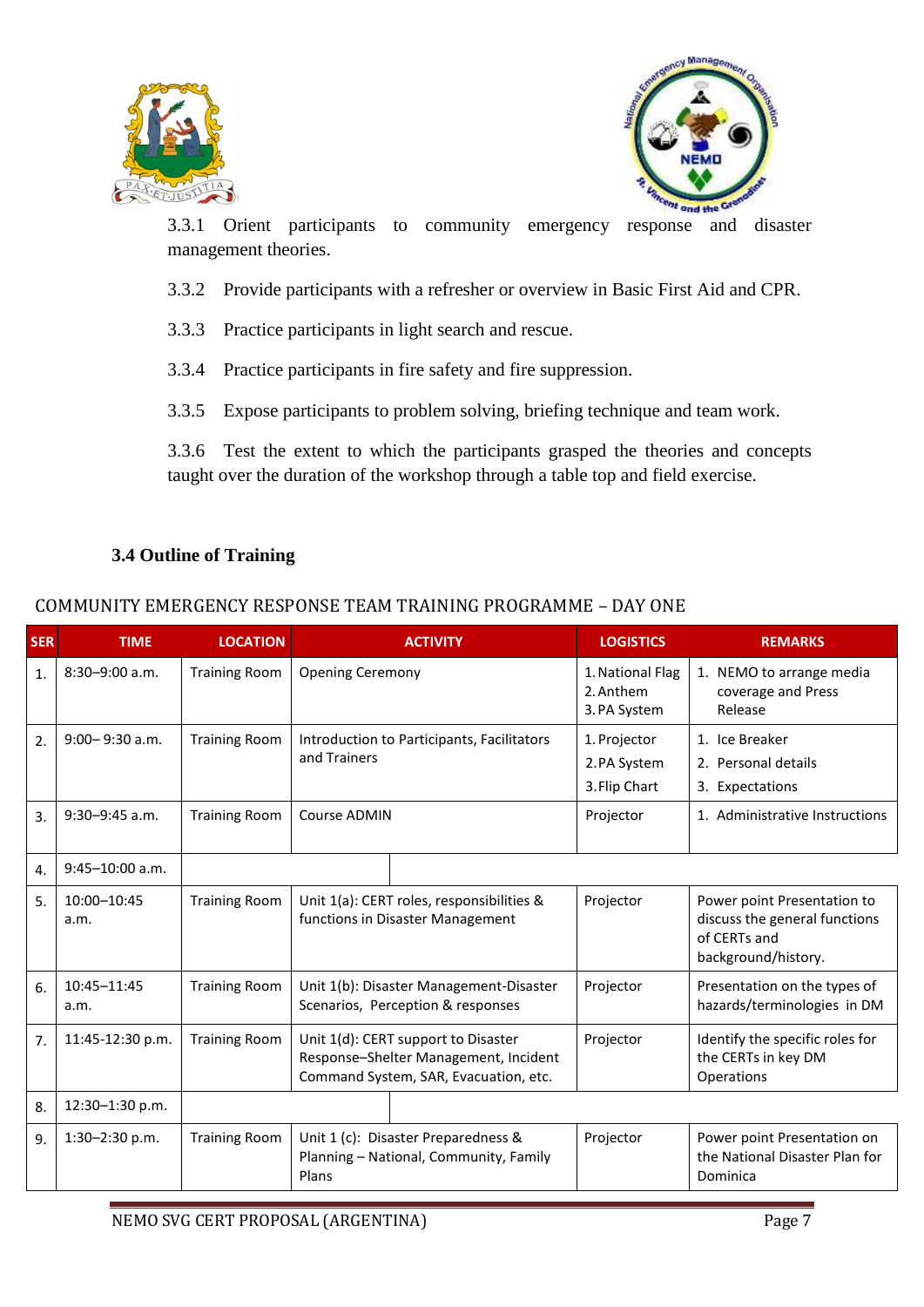3.3.1 Orient participants to community emergency response and disaster management theories.

3.3.2 Provide participants with a refresher or overview in Basic First Aid and CPR.

3.3.3 Practice participants in light search and rescue.

3.3.4 Practice participants in fire safety and fire suppression.

3.3.5 Expose participants to problem solving, briefing technique and team work.

3.3.6 Test the extent to which the participants grasped the theories and concepts taught over the duration of the workshop through a table top and field exercise.

### 3.4 Outline of Training

COMMUNITY EMERGENCY RESPONSE TEAM TRAINING PROGRAMME – DAY ONE

| SER | TIME | LOCATION | ACTIVITY | LOGISTICS | REMARKS |
|---|---|---|---|---|---|
| 1. | 8:30–9:00 a.m. | Training Room | Opening Ceremony | 1. National Flag<br>2. Anthem<br>3. PA System | 1. NEMO to arrange media coverage and Press Release |
| 2. | 9:00– 9:30 a.m. | Training Room | Introduction to Participants, Facilitators and Trainers | 1. Projector<br>2. PA System<br>3. Flip Chart | 1. Ice Breaker<br>2. Personal details<br>3. Expectations |
| 3. | 9:30–9:45 a.m. | Training Room | Course ADMIN | Projector | 1. Administrative Instructions |
| 4. | 9:45–10:00 a.m. | | | | |
| 5. | 10:00–10:45 a.m. | Training Room | Unit 1(a): CERT roles, responsibilities & functions in Disaster Management | Projector | Power point Presentation to discuss the general functions of CERTs and background/history. |
| 6. | 10:45–11:45 a.m. | Training Room | Unit 1(b): Disaster Management-Disaster Scenarios, Perception & responses | Projector | Presentation on the types of hazards/terminologies in DM |
| 7. | 11:45-12:30 p.m. | Training Room | Unit 1(d): CERT support to Disaster Response–Shelter Management, Incident Command System, SAR, Evacuation, etc. | Projector | Identify the specific roles for the CERTs in key DM Operations |
| 8. | 12:30–1:30 p.m. | | | | |
| 9. | 1:30–2:30 p.m. | Training Room | Unit 1 (c): Disaster Preparedness & Planning – National, Community, Family Plans | Projector | Power point Presentation on the National Disaster Plan for Dominica |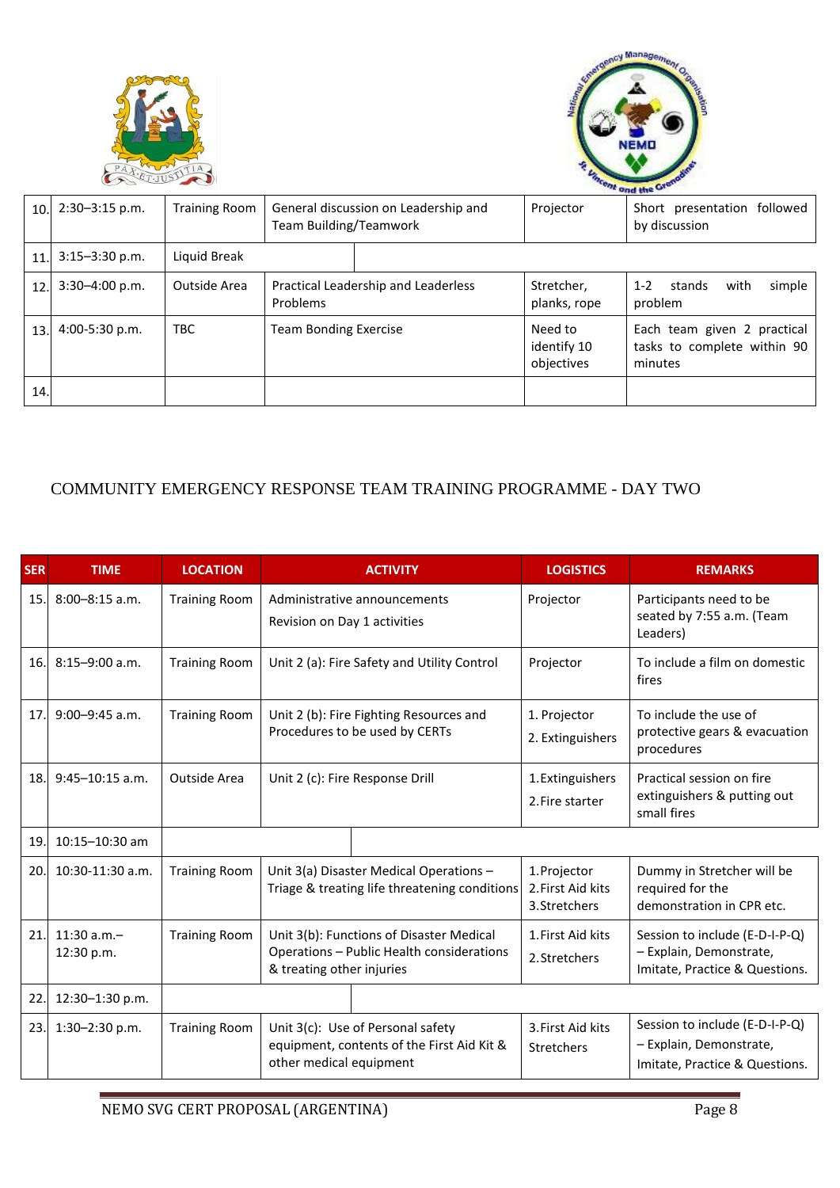| 10. | 2:30–3:15 p.m. | Training Room | General discussion on Leadership and Team Building/Teamwork | Projector | Short presentation followed by discussion |
|---|---|---|---|---|---|
| 11. | 3:15–3:30 p.m. | Liquid Break | | | |
| 12. | 3:30–4:00 p.m. | Outside Area | Practical Leadership and Leaderless Problems | Stretcher, planks, rope | 1-2 stands with simple problem |
| 13. | 4:00-5:30 p.m. | TBC | Team Bonding Exercise | Need to identify 10 objectives | Each team given 2 practical tasks to complete within 90 minutes |
| 14. | | | | | |

## COMMUNITY EMERGENCY RESPONSE TEAM TRAINING PROGRAMME - DAY TWO

| SER | TIME | LOCATION | ACTIVITY | LOGISTICS | REMARKS |
|---|---|---|---|---|---|
| 15. | 8:00–8:15 a.m. | Training Room | Administrative announcements<br>Revision on Day 1 activities | Projector | Participants need to be seated by 7:55 a.m. (Team Leaders) |
| 16. | 8:15–9:00 a.m. | Training Room | Unit 2 (a): Fire Safety and Utility Control | Projector | To include a film on domestic fires |
| 17. | 9:00–9:45 a.m. | Training Room | Unit 2 (b): Fire Fighting Resources and Procedures to be used by CERTs | 1. Projector<br>2. Extinguishers | To include the use of protective gears & evacuation procedures |
| 18. | 9:45–10:15 a.m. | Outside Area | Unit 2 (c): Fire Response Drill | 1.Extinguishers<br>2.Fire starter | Practical session on fire extinguishers & putting out small fires |
| 19. | 10:15–10:30 am | | | | |
| 20. | 10:30-11:30 a.m. | Training Room | Unit 3(a) Disaster Medical Operations – Triage & treating life threatening conditions | 1.Projector<br>2.First Aid kits<br>3.Stretchers | Dummy in Stretcher will be required for the demonstration in CPR etc. |
| 21. | 11:30 a.m.–12:30 p.m. | Training Room | Unit 3(b): Functions of Disaster Medical Operations – Public Health considerations & treating other injuries | 1.First Aid kits<br>2.Stretchers | Session to include (E-D-I-P-Q) – Explain, Demonstrate, Imitate, Practice & Questions. |
| 22. | 12:30–1:30 p.m. | | | | |
| 23. | 1:30–2:30 p.m. | Training Room | Unit 3(c): Use of Personal safety equipment, contents of the First Aid Kit & other medical equipment | 3.First Aid kits<br>Stretchers | Session to include (E-D-I-P-Q) – Explain, Demonstrate, Imitate, Practice & Questions. |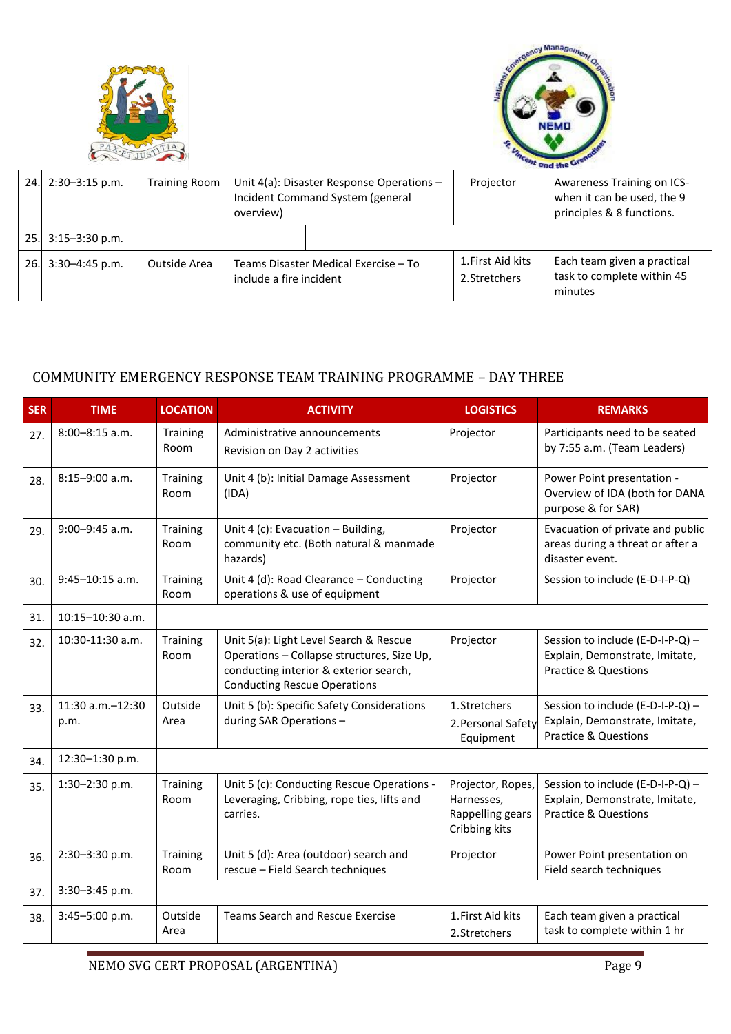| 24. | 2:30–3:15 p.m. | Training Room | Unit 4(a): Disaster Response Operations – Incident Command System (general overview) | Projector | Awareness Training on ICS-when it can be used, the 9 principles & 8 functions. |
|---|---|---|---|---|---|
| 25. | 3:15–3:30 p.m. | | | | |
| 26. | 3:30–4:45 p.m. | Outside Area | Teams Disaster Medical Exercise – To include a fire incident | 1. First Aid kits<br>2. Stretchers | Each team given a practical task to complete within 45 minutes |

## COMMUNITY EMERGENCY RESPONSE TEAM TRAINING PROGRAMME – DAY THREE

| SER | TIME | LOCATION | ACTIVITY | LOGISTICS | REMARKS |
|---|---|---|---|---|---|
| 27. | 8:00–8:15 a.m. | Training Room | Administrative announcements<br>Revision on Day 2 activities | Projector | Participants need to be seated by 7:55 a.m. (Team Leaders) |
| 28. | 8:15–9:00 a.m. | Training Room | Unit 4 (b): Initial Damage Assessment (IDA) | Projector | Power Point presentation - Overview of IDA (both for DANA purpose & for SAR) |
| 29. | 9:00–9:45 a.m. | Training Room | Unit 4 (c): Evacuation – Building, community etc. (Both natural & manmade hazards) | Projector | Evacuation of private and public areas during a threat or after a disaster event. |
| 30. | 9:45–10:15 a.m. | Training Room | Unit 4 (d): Road Clearance – Conducting operations & use of equipment | Projector | Session to include (E-D-I-P-Q) |
| 31. | 10:15–10:30 a.m. | | | | |
| 32. | 10:30-11:30 a.m. | Training Room | Unit 5(a): Light Level Search & Rescue Operations – Collapse structures, Size Up, conducting interior & exterior search, Conducting Rescue Operations | Projector | Session to include (E-D-I-P-Q) – Explain, Demonstrate, Imitate, Practice & Questions |
| 33. | 11:30 a.m.–12:30 p.m. | Outside Area | Unit 5 (b): Specific Safety Considerations during SAR Operations – | 1. Stretchers<br>2. Personal Safety Equipment | Session to include (E-D-I-P-Q) – Explain, Demonstrate, Imitate, Practice & Questions |
| 34. | 12:30–1:30 p.m. | | | | |
| 35. | 1:30–2:30 p.m. | Training Room | Unit 5 (c): Conducting Rescue Operations - Leveraging, Cribbing, rope ties, lifts and carries. | Projector, Ropes, Harnesses, Rappelling gears Cribbing kits | Session to include (E-D-I-P-Q) – Explain, Demonstrate, Imitate, Practice & Questions |
| 36. | 2:30–3:30 p.m. | Training Room | Unit 5 (d): Area (outdoor) search and rescue – Field Search techniques | Projector | Power Point presentation on Field search techniques |
| 37. | 3:30–3:45 p.m. | | | | |
| 38. | 3:45–5:00 p.m. | Outside Area | Teams Search and Rescue Exercise | 1. First Aid kits<br>2. Stretchers | Each team given a practical task to complete within 1 hr |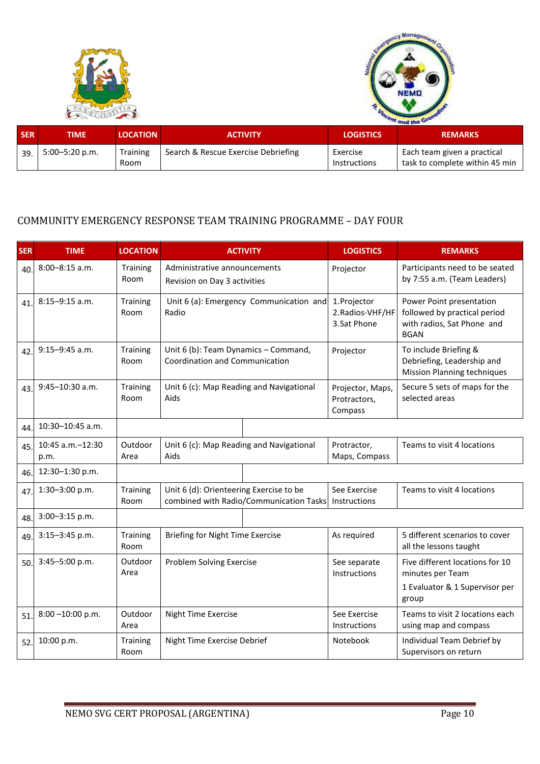| SER | TIME | LOCATION | ACTIVITY | LOGISTICS | REMARKS |
|---|---|---|---|---|---|
| 39. | 5:00–5:20 p.m. | Training Room | Search & Rescue Exercise Debriefing | Exercise Instructions | Each team given a practical task to complete within 45 min |

## COMMUNITY EMERGENCY RESPONSE TEAM TRAINING PROGRAMME – DAY FOUR

| SER | TIME | LOCATION | ACTIVITY | LOGISTICS | REMARKS |
|---|---|---|---|---|---|
| 40. | 8:00–8:15 a.m. | Training Room | Administrative announcements<br>Revision on Day 3 activities | Projector | Participants need to be seated by 7:55 a.m. (Team Leaders) |
| 41. | 8:15–9:15 a.m. | Training Room | Unit 6 (a): Emergency Communication and Radio | 1.Projector<br>2.Radios-VHF/HF<br>3.Sat Phone | Power Point presentation followed by practical period with radios, Sat Phone and BGAN |
| 42. | 9:15–9:45 a.m. | Training Room | Unit 6 (b): Team Dynamics – Command, Coordination and Communication | Projector | To include Briefing & Debriefing, Leadership and Mission Planning techniques |
| 43. | 9:45–10:30 a.m. | Training Room | Unit 6 (c): Map Reading and Navigational Aids | Projector, Maps, Protractors, Compass | Secure 5 sets of maps for the selected areas |
| 44. | 10:30–10:45 a.m. | | | | |
| 45. | 10:45 a.m.–12:30 p.m. | Outdoor Area | Unit 6 (c): Map Reading and Navigational Aids | Protractor, Maps, Compass | Teams to visit 4 locations |
| 46. | 12:30–1:30 p.m. | | | | |
| 47. | 1:30–3:00 p.m. | Training Room | Unit 6 (d): Orienteering Exercise to be combined with Radio/Communication Tasks | See Exercise Instructions | Teams to visit 4 locations |
| 48. | 3:00–3:15 p.m. | | | | |
| 49. | 3:15–3:45 p.m. | Training Room | Briefing for Night Time Exercise | As required | 5 different scenarios to cover all the lessons taught |
| 50. | 3:45–5:00 p.m. | Outdoor Area | Problem Solving Exercise | See separate Instructions | Five different locations for 10 minutes per Team<br>1 Evaluator & 1 Supervisor per group |
| 51. | 8:00 –10:00 p.m. | Outdoor Area | Night Time Exercise | See Exercise Instructions | Teams to visit 2 locations each using map and compass |
| 52. | 10:00 p.m. | Training Room | Night Time Exercise Debrief | Notebook | Individual Team Debrief by Supervisors on return |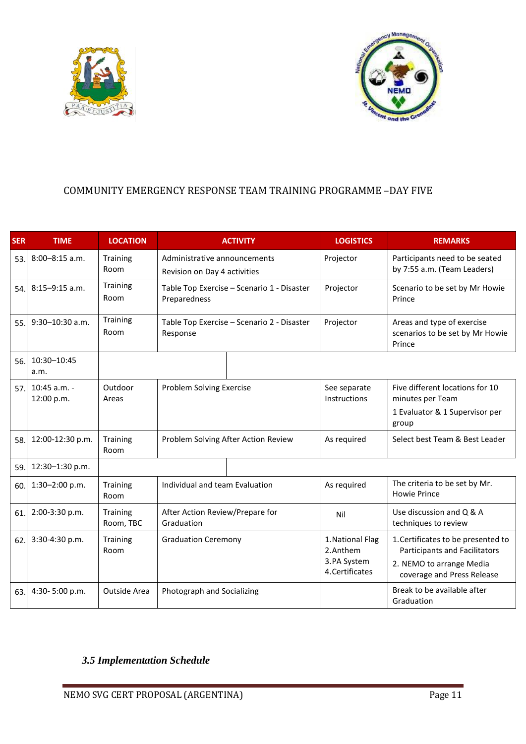COMMUNITY EMERGENCY RESPONSE TEAM TRAINING PROGRAMME –DAY FIVE

| SER | TIME | LOCATION | ACTIVITY | LOGISTICS | REMARKS |
|---|---|---|---|---|---|
| 53. | 8:00–8:15 a.m. | Training Room | Administrative announcements<br>Revision on Day 4 activities | Projector | Participants need to be seated by 7:55 a.m. (Team Leaders) |
| 54. | 8:15–9:15 a.m. | Training Room | Table Top Exercise – Scenario 1 - Disaster Preparedness | Projector | Scenario to be set by Mr Howie Prince |
| 55. | 9:30–10:30 a.m. | Training Room | Table Top Exercise – Scenario 2 - Disaster Response | Projector | Areas and type of exercise scenarios to be set by Mr Howie Prince |
| 56. | 10:30–10:45 a.m. | | | | |
| 57. | 10:45 a.m. - 12:00 p.m. | Outdoor Areas | Problem Solving Exercise | See separate Instructions | Five different locations for 10 minutes per Team<br>1 Evaluator & 1 Supervisor per group |
| 58. | 12:00-12:30 p.m. | Training Room | Problem Solving After Action Review | As required | Select best Team & Best Leader |
| 59. | 12:30–1:30 p.m. | | | | |
| 60. | 1:30–2:00 p.m. | Training Room | Individual and team Evaluation | As required | The criteria to be set by Mr. Howie Prince |
| 61. | 2:00-3:30 p.m. | Training Room, TBC | After Action Review/Prepare for Graduation | Nil | Use discussion and Q & A techniques to review |
| 62. | 3:30-4:30 p.m. | Training Room | Graduation Ceremony | 1.National Flag<br>2.Anthem<br>3.PA System<br>4.Certificates | 1.Certificates to be presented to Participants and Facilitators<br>2. NEMO to arrange Media coverage and Press Release |
| 63. | 4:30- 5:00 p.m. | Outside Area | Photograph and Socializing | | Break to be available after Graduation |

### *3.5 Implementation Schedule*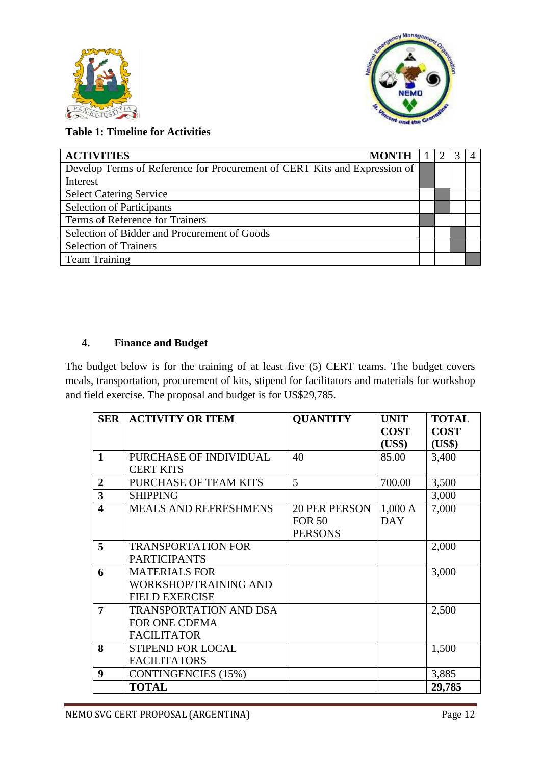**Table 1: Timeline for Activities**

| ACTIVITIES MONTH | 1 | 2 | 3 | 4 |
|---|---|---|---|---|
| Develop Terms of Reference for Procurement of CERT Kits and Expression of Interest | ■ | | | |
| Select Catering Service | | ■ | | |
| Selection of Participants | | ■ | | |
| Terms of Reference for Trainers | ■ | | | |
| Selection of Bidder and Procurement of Goods | | | ■ | |
| Selection of Trainers | | | ■ | |
| Team Training | | | | ■ |

## 4. Finance and Budget

The budget below is for the training of at least five (5) CERT teams. The budget covers meals, transportation, procurement of kits, stipend for facilitators and materials for workshop and field exercise. The proposal and budget is for US$29,785.

| SER | ACTIVITY OR ITEM | QUANTITY | UNIT COST (US$) | TOTAL COST (US$) |
|---|---|---|---|---|
| **1** | PURCHASE OF INDIVIDUAL CERT KITS | 40 | 85.00 | 3,400 |
| **2** | PURCHASE OF TEAM KITS | 5 | 700.00 | 3,500 |
| **3** | SHIPPING | | | 3,000 |
| **4** | MEALS AND REFRESHMENS | 20 PER PERSON FOR 50 PERSONS | 1,000 A DAY | 7,000 |
| **5** | TRANSPORTATION FOR PARTICIPANTS | | | 2,000 |
| **6** | MATERIALS FOR WORKSHOP/TRAINING AND FIELD EXERCISE | | | 3,000 |
| **7** | TRANSPORTATION AND DSA FOR ONE CDEMA FACILITATOR | | | 2,500 |
| **8** | STIPEND FOR LOCAL FACILITATORS | | | 1,500 |
| **9** | CONTINGENCIES (15%) | | | 3,885 |
| | **TOTAL** | | | **29,785** |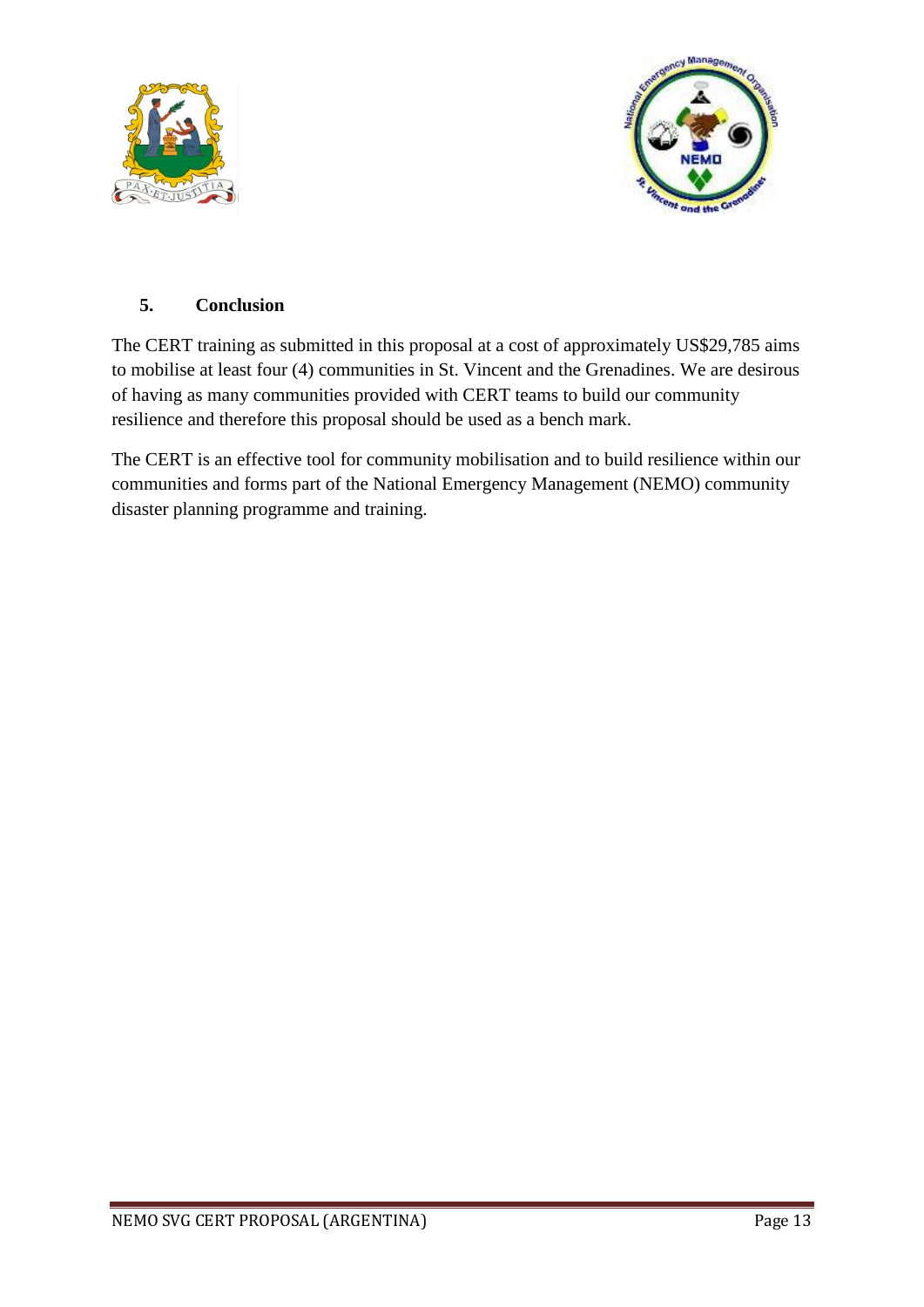## 5. Conclusion

The CERT training as submitted in this proposal at a cost of approximately US$29,785 aims to mobilise at least four (4) communities in St. Vincent and the Grenadines. We are desirous of having as many communities provided with CERT teams to build our community resilience and therefore this proposal should be used as a bench mark.

The CERT is an effective tool for community mobilisation and to build resilience within our communities and forms part of the National Emergency Management (NEMO) community disaster planning programme and training.